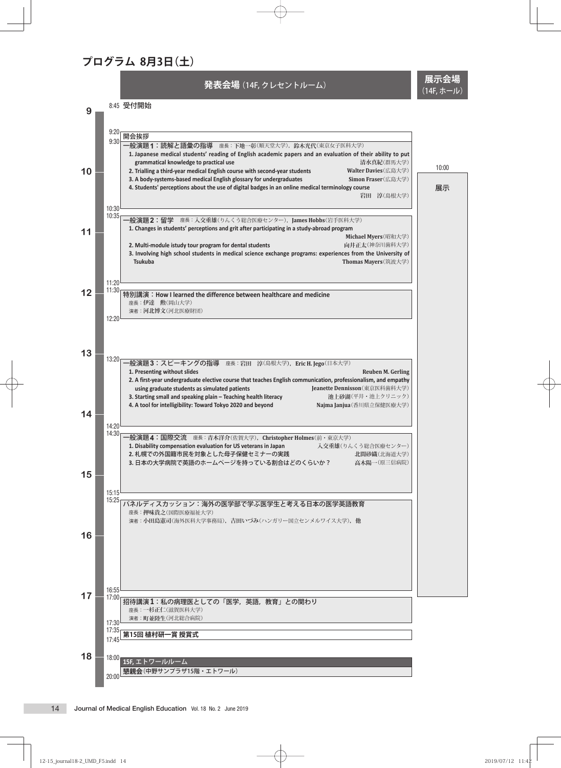# プログラム 8月3日(土)

**発表会場**（14F, クレセントルーム）

**展示会場**（14F, ホール）

8:45 受付開始

9:20 開会挨拶

9:30 **一般演題1：読解と語彙の指導** 座長：下地一彰(順天堂大学)，鈴木光代(東京女子医科大学)

1. Japanese medical students' reading of English academic papers and an evaluation of their ability to put grammatical knowledge to practical use — 清水真紀(群馬大学)
2. Trialling a third-year medical English course with second-year students — Walter Davies(広島大学)
3. A body-systems-based medical English glossary for undergraduates — Simon Fraser(広島大学)
4. Students' perceptions about the use of digital badges in an online medical terminology course — 岩田　淳(島根大学)

10:30

10:35 **一般演題2：留学** 座長：入交重雄(りんくう総合医療センター)，James Hobbs(岩手医科大学)

1. Changes in students' perceptions and grit after participating in a study-abroad program — Michael Myers(昭和大学)
2. Multi-module istudy tour program for dental students — 向井正太(神奈川歯科大学)
3. Involving high school students in medical science exchange programs: experiences from the University of Tsukuba — Thomas Mayers(筑波大学)

11:20

11:30 **特別講演：How I learned the difference between healthcare and medicine**
座長：伊達　勲(岡山大学)
演者：河北博文(河北医療財団)

12:20

13:20 **一般演題3：スピーキングの指導** 座長：岩田　淳(島根大学)，Eric H. Jego(日本大学)

1. Presenting without slides — Reuben M. Gerling
2. A first-year undergraduate elective course that teaches English communication, professionalism, and empathy using graduate students as simulated patients — Jeanette Dennisson(東京医科歯科大学)
3. Starting small and speaking plain – Teaching health literacy — 池上砂湖(平井・池上クリニック)
4. A tool for intelligibility: Toward Tokyo 2020 and beyond — Najma Janjua(香川県立保健医療大学)

14:20

14:30 **一般演題4：国際交流** 座長：青木洋介(佐賀大学)，Christopher Holmes(前・東京大学)

1. Disability compensation evaluation for US veterans in Japan — 入交重雄(りんくう総合医療センター)
2. 札幌での外国籍市民を対象とした母子保健セミナーの実践 — 北間砂織(北海道大学)
3. 日本の大学病院で英語のホームページを持っている割合はどのくらいか？ — 高木陽一(原三信病院)

15:15

15:25 **パネルディスカッション：海外の医学部で学ぶ医学生と考える日本の医学英語教育**
座長：押味貴之(国際医療福祉大学)
演者：小田島憲司(海外医科大学事務局)，吉田いづみ(ハンガリー国立センメルワイス大学)，他

16:55

17:00 **招待講演1：私の病理医としての「医学，英語，教育」との関わり**
座長：一杉正仁(滋賀医科大学)
演者：町並陸生(河北総合病院)

17:30

17:35 **第15回 植村研一賞 授賞式**

17:45

18:00 **15F, エトワールルーム**
**懇親会**(中野サンプラザ15階・エトワール)

20:00

（展示会場）10:00 展示 ～ 16:55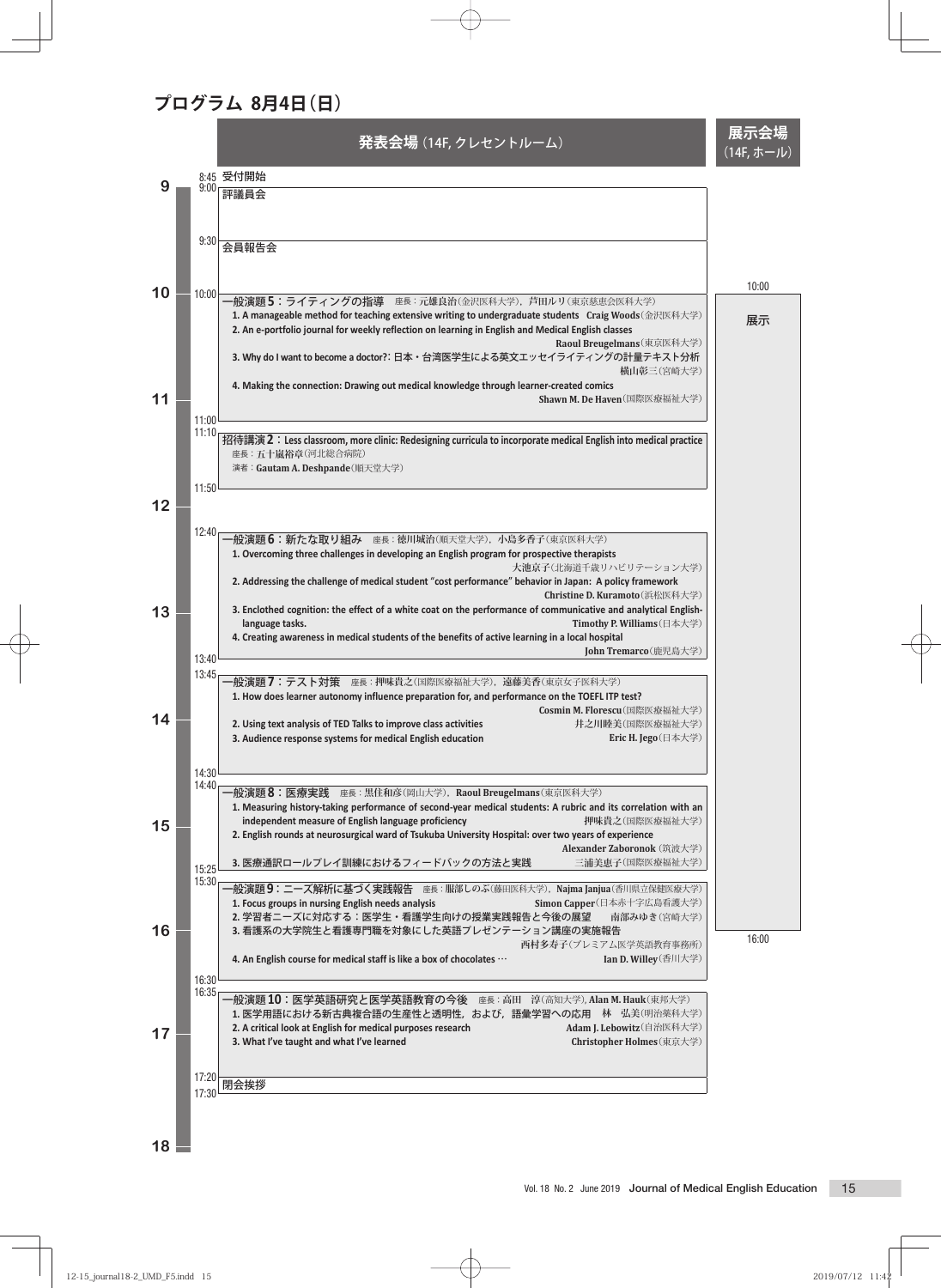# プログラム 8月4日（日）

## 発表会場（14F, クレセントルーム）

8:45 受付開始

9:00 評議員会

9:30 会員報告会

10:00 **一般演題5：ライティングの指導**　座長：元雄良治（金沢医科大学），芦田ルリ（東京慈恵会医科大学）

1. A manageable method for teaching extensive writing to undergraduate students　**Craig Woods**（金沢医科大学）
2. An e-portfolio journal for weekly reflection on learning in English and Medical English classes　**Raoul Breugelmans**（東京医科大学）
3. Why do I want to become a doctor?: 日本・台湾医学生による英文エッセイライティングの計量テキスト分析　**横山彰三**（宮崎大学）
4. Making the connection: Drawing out medical knowledge through learner-created comics　**Shawn M. De Haven**（国際医療福祉大学）

11:00

11:10 **招待講演2：Less classroom, more clinic: Redesigning curricula to incorporate medical English into medical practice**

座長：**五十嵐裕章**（河北総合病院）

演者：**Gautam A. Deshpande**（順天堂大学）

11:50

12:40 **一般演題6：新たな取り組み**　座長：徳川城治（順天堂大学），小島多香子（東京医科大学）

1. Overcoming three challenges in developing an English program for prospective therapists　**大池京子**（北海道千歳リハビリテーション大学）
2. Addressing the challenge of medical student "cost performance" behavior in Japan: A policy framework　**Christine D. Kuramoto**（浜松医科大学）
3. Enclothed cognition: the effect of a white coat on the performance of communicative and analytical English-language tasks.　**Timothy P. Williams**（日本大学）
4. Creating awareness in medical students of the benefits of active learning in a local hospital　**John Tremarco**（鹿児島大学）

13:40

13:45 **一般演題7：テスト対策**　座長：押味貴之（国際医療福祉大学），遠藤美香（東京女子医科大学）

1. How does learner autonomy influence preparation for, and performance on the TOEFL ITP test?　**Cosmin M. Florescu**（国際医療福祉大学）
2. Using text analysis of TED Talks to improve class activities　**井之川睦美**（国際医療福祉大学）
3. Audience response systems for medical English education　**Eric H. Jego**（日本大学）

14:30

14:40 **一般演題8：医療実践**　座長：黒住和彦（岡山大学），Raoul Breugelmans（東京医科大学）

1. Measuring history-taking performance of second-year medical students: A rubric and its correlation with an independent measure of English language proficiency　**押味貴之**（国際医療福祉大学）
2. English rounds at neurosurgical ward of Tsukuba University Hospital: over two years of experience　**Alexander Zaboronok**（筑波大学）
3. 医療通訳ロールプレイ訓練におけるフィードバックの方法と実践　**三浦美恵子**（国際医療福祉大学）

15:25

15:30 **一般演題9：ニーズ解析に基づく実践報告**　座長：服部しのぶ（藤田医科大学），Najma Janjua（香川県立保健医療大学）

1. Focus groups in nursing English needs analysis　**Simon Capper**（日本赤十字広島看護大学）
2. 学習者ニーズに対応する：医学生・看護学生向けの授業実践報告と今後の展望　**南部みゆき**（宮崎大学）
3. 看護系の大学院生と看護専門職を対象にした英語プレゼンテーション講座の実施報告　**西村多寿子**（プレミアム医学英語教育事務所）
4. An English course for medical staff is like a box of chocolates …　**Ian D. Willey**（香川大学）

16:30

16:35 **一般演題10：医学英語研究と医学英語教育の今後**　座長：高田　淳（高知大学），Alan M. Hauk（東邦大学）

1. 医学用語における新古典複合語の生産性と透明性，および，語彙学習への応用　**林　弘美**（明治薬科大学）
2. A critical look at English for medical purposes research　**Adam J. Lebowitz**（自治医科大学）
3. What I've taught and what I've learned　**Christopher Holmes**（東京大学）

17:20 閉会挨拶

17:30

## 展示会場（14F, ホール）

10:00–16:00 展示